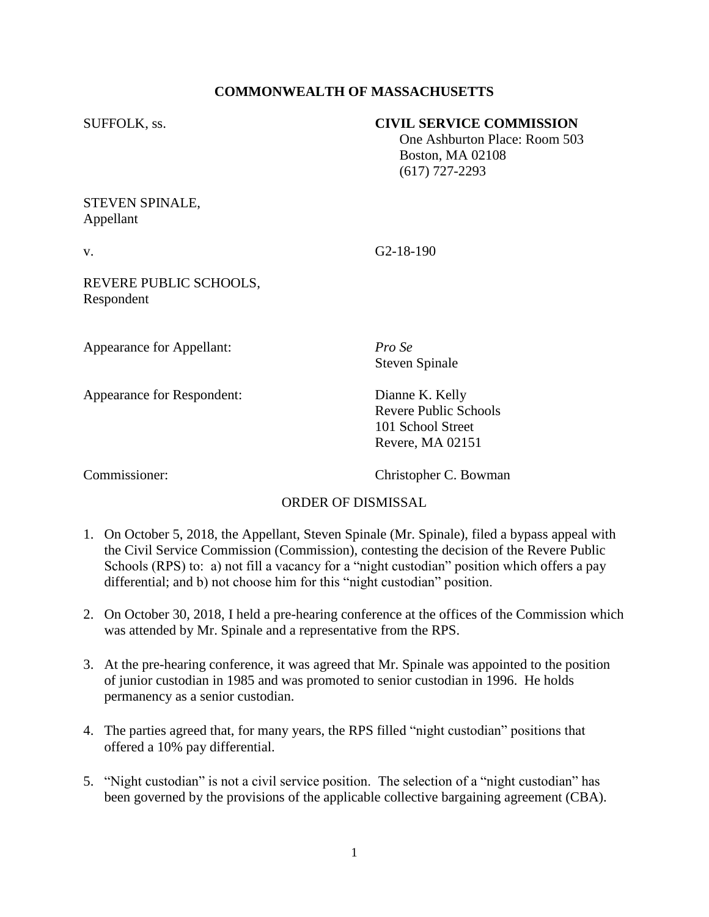**COMMONWEALTH OF MASSACHUSETTS**

SUFFOLK, ss.

**CIVIL SERVICE COMMISSION**
One Ashburton Place: Room 503
Boston, MA 02108
(617) 727-2293

STEVEN SPINALE,
Appellant

v.

G2-18-190

REVERE PUBLIC SCHOOLS,
Respondent

Appearance for Appellant: *Pro Se*
Steven Spinale

Appearance for Respondent: Dianne K. Kelly
Revere Public Schools
101 School Street
Revere, MA 02151

Commissioner: Christopher C. Bowman

ORDER OF DISMISSAL

1. On October 5, 2018, the Appellant, Steven Spinale (Mr. Spinale), filed a bypass appeal with the Civil Service Commission (Commission), contesting the decision of the Revere Public Schools (RPS) to: a) not fill a vacancy for a "night custodian" position which offers a pay differential; and b) not choose him for this "night custodian" position.

2. On October 30, 2018, I held a pre-hearing conference at the offices of the Commission which was attended by Mr. Spinale and a representative from the RPS.

3. At the pre-hearing conference, it was agreed that Mr. Spinale was appointed to the position of junior custodian in 1985 and was promoted to senior custodian in 1996. He holds permanency as a senior custodian.

4. The parties agreed that, for many years, the RPS filled "night custodian" positions that offered a 10% pay differential.

5. "Night custodian" is not a civil service position. The selection of a "night custodian" has been governed by the provisions of the applicable collective bargaining agreement (CBA).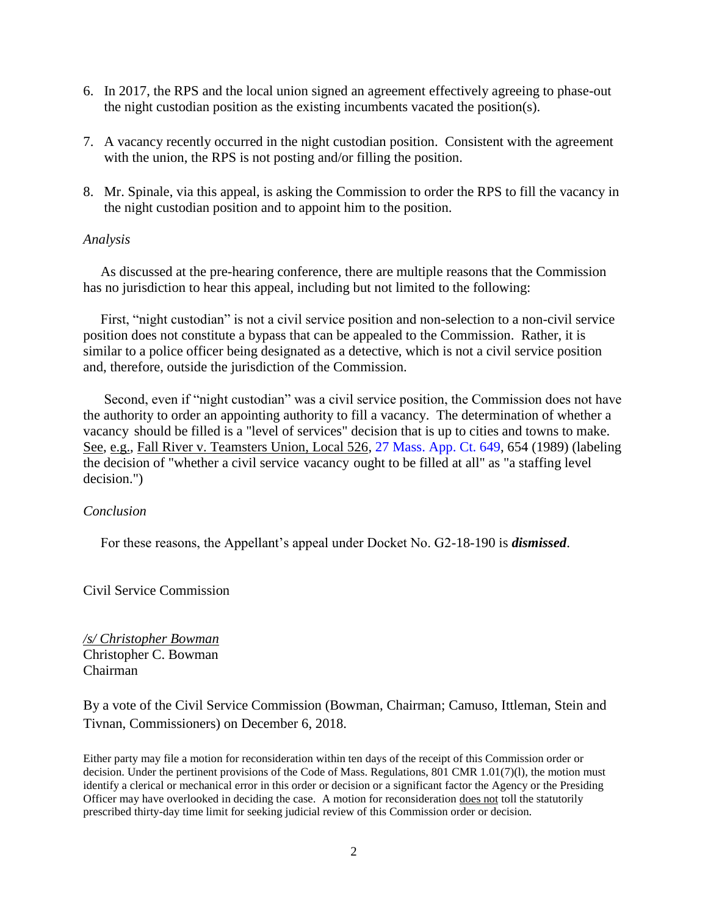6. In 2017, the RPS and the local union signed an agreement effectively agreeing to phase-out the night custodian position as the existing incumbents vacated the position(s).

7. A vacancy recently occurred in the night custodian position. Consistent with the agreement with the union, the RPS is not posting and/or filling the position.

8. Mr. Spinale, via this appeal, is asking the Commission to order the RPS to fill the vacancy in the night custodian position and to appoint him to the position.

*Analysis*

As discussed at the pre-hearing conference, there are multiple reasons that the Commission has no jurisdiction to hear this appeal, including but not limited to the following:

First, "night custodian" is not a civil service position and non-selection to a non-civil service position does not constitute a bypass that can be appealed to the Commission. Rather, it is similar to a police officer being designated as a detective, which is not a civil service position and, therefore, outside the jurisdiction of the Commission.

Second, even if "night custodian" was a civil service position, the Commission does not have the authority to order an appointing authority to fill a vacancy. The determination of whether a vacancy should be filled is a "level of services" decision that is up to cities and towns to make. See, e.g., Fall River v. Teamsters Union, Local 526, 27 Mass. App. Ct. 649, 654 (1989) (labeling the decision of "whether a civil service vacancy ought to be filled at all" as "a staffing level decision.")

*Conclusion*

For these reasons, the Appellant's appeal under Docket No. G2-18-190 is ***dismissed***.

Civil Service Commission

*/s/ Christopher Bowman*
Christopher C. Bowman
Chairman

By a vote of the Civil Service Commission (Bowman, Chairman; Camuso, Ittleman, Stein and Tivnan, Commissioners) on December 6, 2018.

Either party may file a motion for reconsideration within ten days of the receipt of this Commission order or decision. Under the pertinent provisions of the Code of Mass. Regulations, 801 CMR 1.01(7)(l), the motion must identify a clerical or mechanical error in this order or decision or a significant factor the Agency or the Presiding Officer may have overlooked in deciding the case. A motion for reconsideration does not toll the statutorily prescribed thirty-day time limit for seeking judicial review of this Commission order or decision.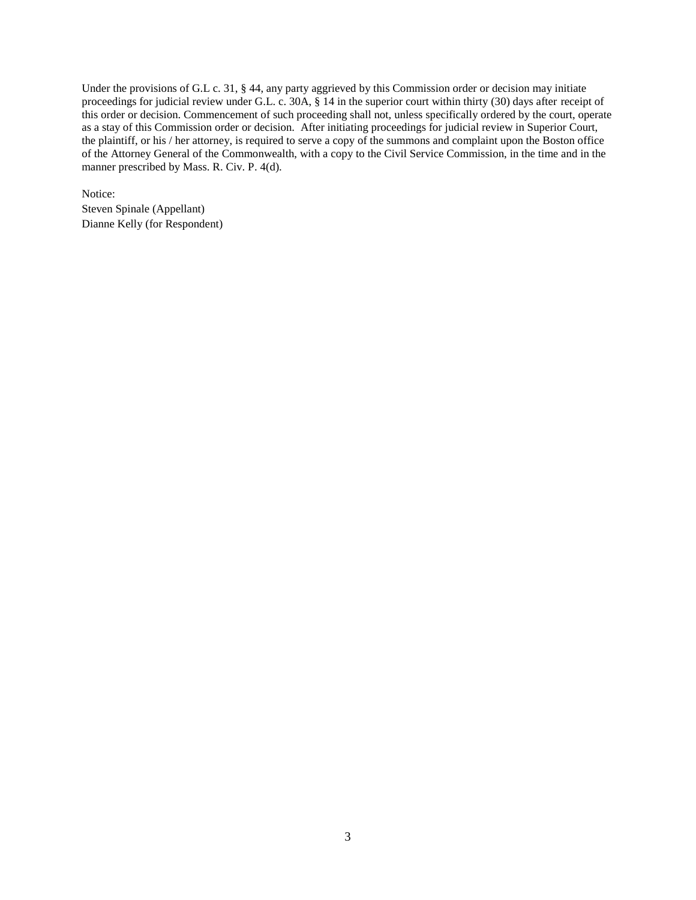Under the provisions of G.L c. 31, § 44, any party aggrieved by this Commission order or decision may initiate proceedings for judicial review under G.L. c. 30A, § 14 in the superior court within thirty (30) days after receipt of this order or decision. Commencement of such proceeding shall not, unless specifically ordered by the court, operate as a stay of this Commission order or decision. After initiating proceedings for judicial review in Superior Court, the plaintiff, or his / her attorney, is required to serve a copy of the summons and complaint upon the Boston office of the Attorney General of the Commonwealth, with a copy to the Civil Service Commission, in the time and in the manner prescribed by Mass. R. Civ. P. 4(d).

Notice:
Steven Spinale (Appellant)
Dianne Kelly (for Respondent)